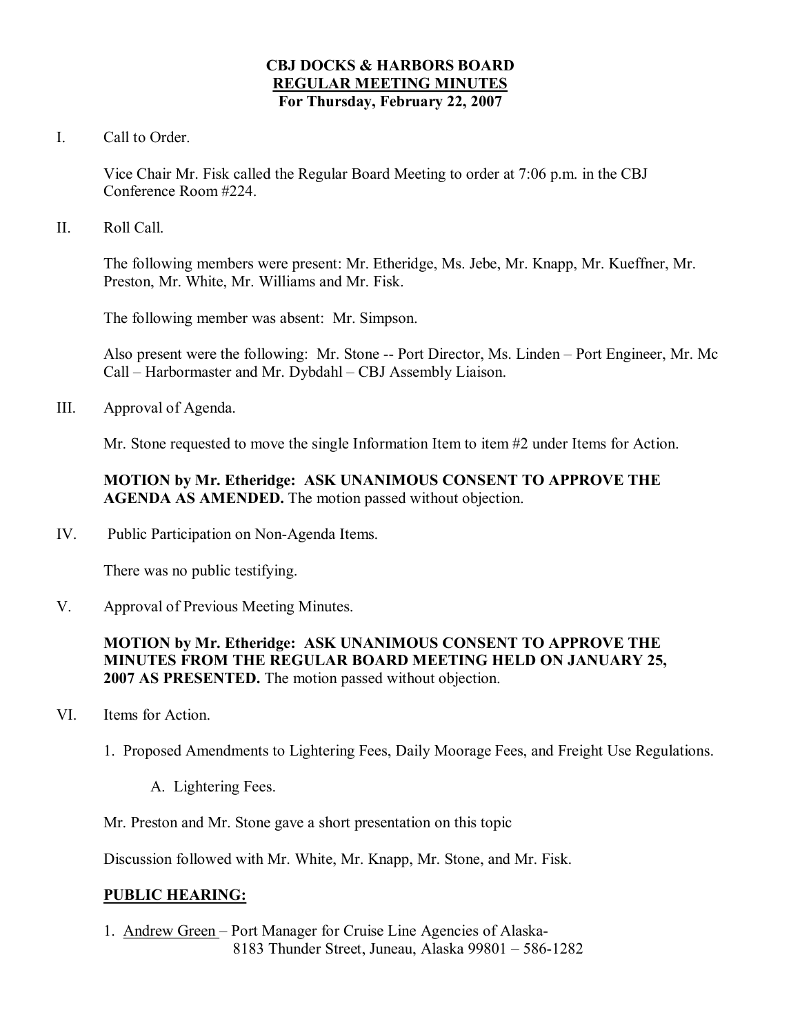**CBJ DOCKS & HARBORS BOARD**
**REGULAR MEETING MINUTES**
**For Thursday, February 22, 2007**

I. Call to Order.

Vice Chair Mr. Fisk called the Regular Board Meeting to order at 7:06 p.m. in the CBJ Conference Room #224.

II. Roll Call.

The following members were present: Mr. Etheridge, Ms. Jebe, Mr. Knapp, Mr. Kueffner, Mr. Preston, Mr. White, Mr. Williams and Mr. Fisk.

The following member was absent: Mr. Simpson.

Also present were the following: Mr. Stone -- Port Director, Ms. Linden – Port Engineer, Mr. Mc Call – Harbormaster and Mr. Dybdahl – CBJ Assembly Liaison.

III. Approval of Agenda.

Mr. Stone requested to move the single Information Item to item #2 under Items for Action.

**MOTION by Mr. Etheridge: ASK UNANIMOUS CONSENT TO APPROVE THE AGENDA AS AMENDED.** The motion passed without objection.

IV. Public Participation on Non-Agenda Items.

There was no public testifying.

V. Approval of Previous Meeting Minutes.

**MOTION by Mr. Etheridge: ASK UNANIMOUS CONSENT TO APPROVE THE MINUTES FROM THE REGULAR BOARD MEETING HELD ON JANUARY 25, 2007 AS PRESENTED.** The motion passed without objection.

VI. Items for Action.

1. Proposed Amendments to Lightering Fees, Daily Moorage Fees, and Freight Use Regulations.

   A. Lightering Fees.

Mr. Preston and Mr. Stone gave a short presentation on this topic

Discussion followed with Mr. White, Mr. Knapp, Mr. Stone, and Mr. Fisk.

**PUBLIC HEARING:**

1. Andrew Green – Port Manager for Cruise Line Agencies of Alaska- 8183 Thunder Street, Juneau, Alaska 99801 – 586-1282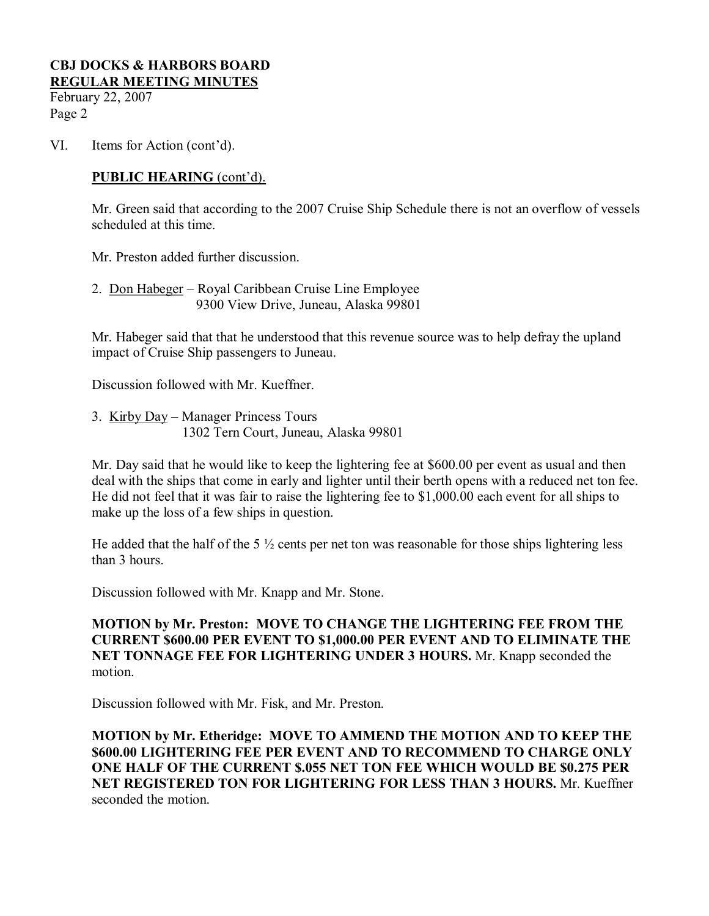VI. Items for Action (cont'd).

**PUBLIC HEARING (cont'd).**

Mr. Green said that according to the 2007 Cruise Ship Schedule there is not an overflow of vessels scheduled at this time.

Mr. Preston added further discussion.

2. Don Habeger – Royal Caribbean Cruise Line Employee
   9300 View Drive, Juneau, Alaska 99801

Mr. Habeger said that that he understood that this revenue source was to help defray the upland impact of Cruise Ship passengers to Juneau.

Discussion followed with Mr. Kueffner.

3. Kirby Day – Manager Princess Tours
   1302 Tern Court, Juneau, Alaska 99801

Mr. Day said that he would like to keep the lightering fee at $600.00 per event as usual and then deal with the ships that come in early and lighter until their berth opens with a reduced net ton fee. He did not feel that it was fair to raise the lightering fee to $1,000.00 each event for all ships to make up the loss of a few ships in question.

He added that the half of the 5 ½ cents per net ton was reasonable for those ships lightering less than 3 hours.

Discussion followed with Mr. Knapp and Mr. Stone.

**MOTION by Mr. Preston: MOVE TO CHANGE THE LIGHTERING FEE FROM THE CURRENT $600.00 PER EVENT TO $1,000.00 PER EVENT AND TO ELIMINATE THE NET TONNAGE FEE FOR LIGHTERING UNDER 3 HOURS.** Mr. Knapp seconded the motion.

Discussion followed with Mr. Fisk, and Mr. Preston.

**MOTION by Mr. Etheridge: MOVE TO AMMEND THE MOTION AND TO KEEP THE $600.00 LIGHTERING FEE PER EVENT AND TO RECOMMEND TO CHARGE ONLY ONE HALF OF THE CURRENT $.055 NET TON FEE WHICH WOULD BE $0.275 PER NET REGISTERED TON FOR LIGHTERING FOR LESS THAN 3 HOURS.** Mr. Kueffner seconded the motion.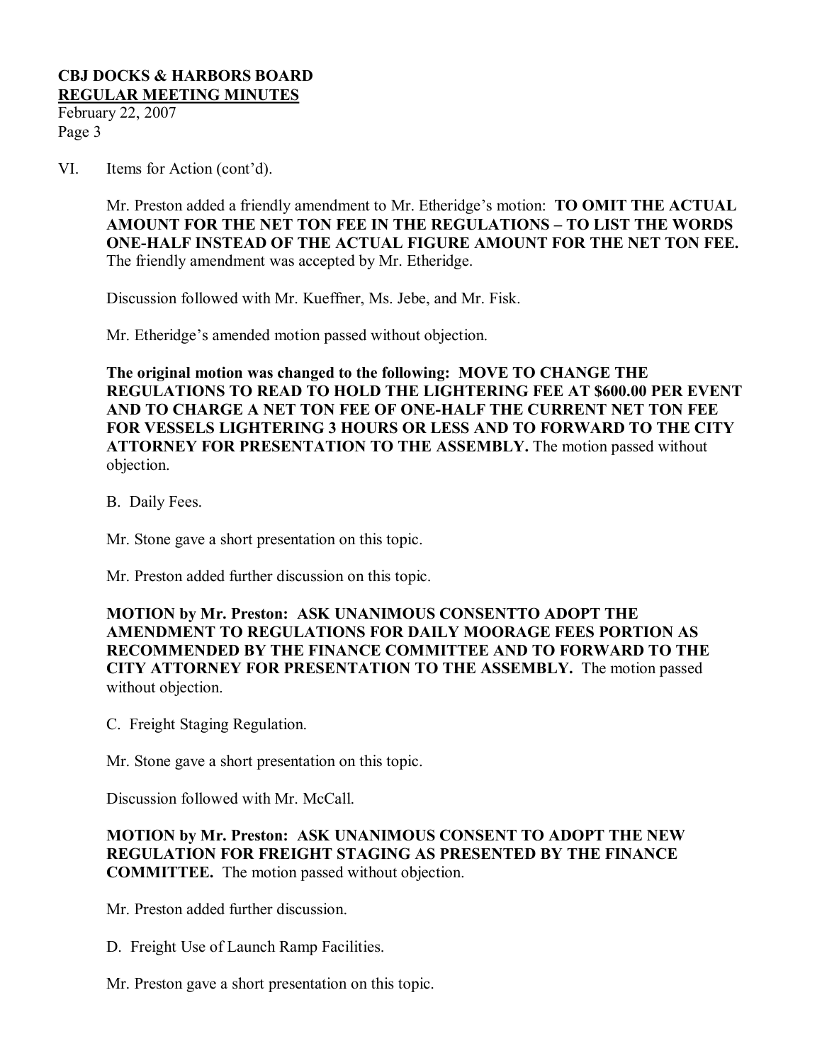VI. Items for Action (cont'd).

Mr. Preston added a friendly amendment to Mr. Etheridge's motion: **TO OMIT THE ACTUAL AMOUNT FOR THE NET TON FEE IN THE REGULATIONS – TO LIST THE WORDS ONE-HALF INSTEAD OF THE ACTUAL FIGURE AMOUNT FOR THE NET TON FEE.** The friendly amendment was accepted by Mr. Etheridge.

Discussion followed with Mr. Kueffner, Ms. Jebe, and Mr. Fisk.

Mr. Etheridge's amended motion passed without objection.

**The original motion was changed to the following: MOVE TO CHANGE THE REGULATIONS TO READ TO HOLD THE LIGHTERING FEE AT $600.00 PER EVENT AND TO CHARGE A NET TON FEE OF ONE-HALF THE CURRENT NET TON FEE FOR VESSELS LIGHTERING 3 HOURS OR LESS AND TO FORWARD TO THE CITY ATTORNEY FOR PRESENTATION TO THE ASSEMBLY.** The motion passed without objection.

B. Daily Fees.

Mr. Stone gave a short presentation on this topic.

Mr. Preston added further discussion on this topic.

**MOTION by Mr. Preston: ASK UNANIMOUS CONSENTTO ADOPT THE AMENDMENT TO REGULATIONS FOR DAILY MOORAGE FEES PORTION AS RECOMMENDED BY THE FINANCE COMMITTEE AND TO FORWARD TO THE CITY ATTORNEY FOR PRESENTATION TO THE ASSEMBLY.** The motion passed without objection.

C. Freight Staging Regulation.

Mr. Stone gave a short presentation on this topic.

Discussion followed with Mr. McCall.

**MOTION by Mr. Preston: ASK UNANIMOUS CONSENT TO ADOPT THE NEW REGULATION FOR FREIGHT STAGING AS PRESENTED BY THE FINANCE COMMITTEE.** The motion passed without objection.

Mr. Preston added further discussion.

D. Freight Use of Launch Ramp Facilities.

Mr. Preston gave a short presentation on this topic.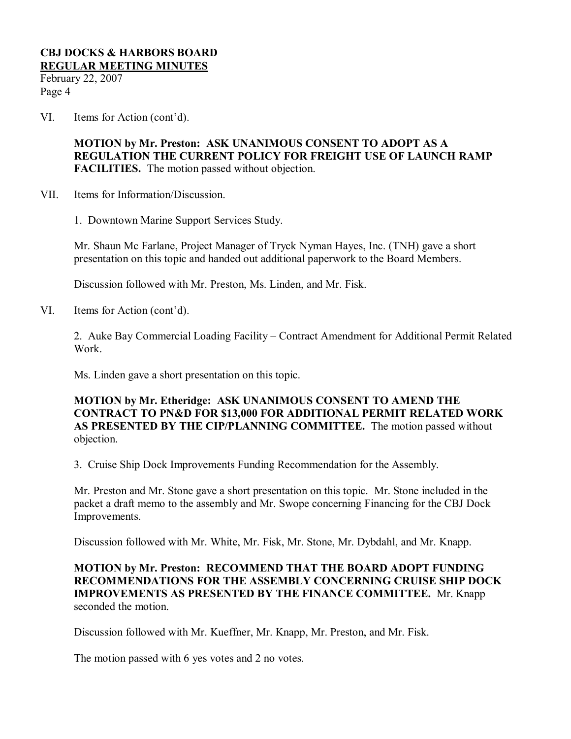VI. Items for Action (cont'd).

**MOTION by Mr. Preston: ASK UNANIMOUS CONSENT TO ADOPT AS A REGULATION THE CURRENT POLICY FOR FREIGHT USE OF LAUNCH RAMP FACILITIES.** The motion passed without objection.

VII. Items for Information/Discussion.

1. Downtown Marine Support Services Study.

Mr. Shaun Mc Farlane, Project Manager of Tryck Nyman Hayes, Inc. (TNH) gave a short presentation on this topic and handed out additional paperwork to the Board Members.

Discussion followed with Mr. Preston, Ms. Linden, and Mr. Fisk.

VI. Items for Action (cont'd).

2. Auke Bay Commercial Loading Facility – Contract Amendment for Additional Permit Related Work.

Ms. Linden gave a short presentation on this topic.

**MOTION by Mr. Etheridge: ASK UNANIMOUS CONSENT TO AMEND THE CONTRACT TO PN&D FOR $13,000 FOR ADDITIONAL PERMIT RELATED WORK AS PRESENTED BY THE CIP/PLANNING COMMITTEE.** The motion passed without objection.

3. Cruise Ship Dock Improvements Funding Recommendation for the Assembly.

Mr. Preston and Mr. Stone gave a short presentation on this topic. Mr. Stone included in the packet a draft memo to the assembly and Mr. Swope concerning Financing for the CBJ Dock Improvements.

Discussion followed with Mr. White, Mr. Fisk, Mr. Stone, Mr. Dybdahl, and Mr. Knapp.

**MOTION by Mr. Preston: RECOMMEND THAT THE BOARD ADOPT FUNDING RECOMMENDATIONS FOR THE ASSEMBLY CONCERNING CRUISE SHIP DOCK IMPROVEMENTS AS PRESENTED BY THE FINANCE COMMITTEE.** Mr. Knapp seconded the motion.

Discussion followed with Mr. Kueffner, Mr. Knapp, Mr. Preston, and Mr. Fisk.

The motion passed with 6 yes votes and 2 no votes.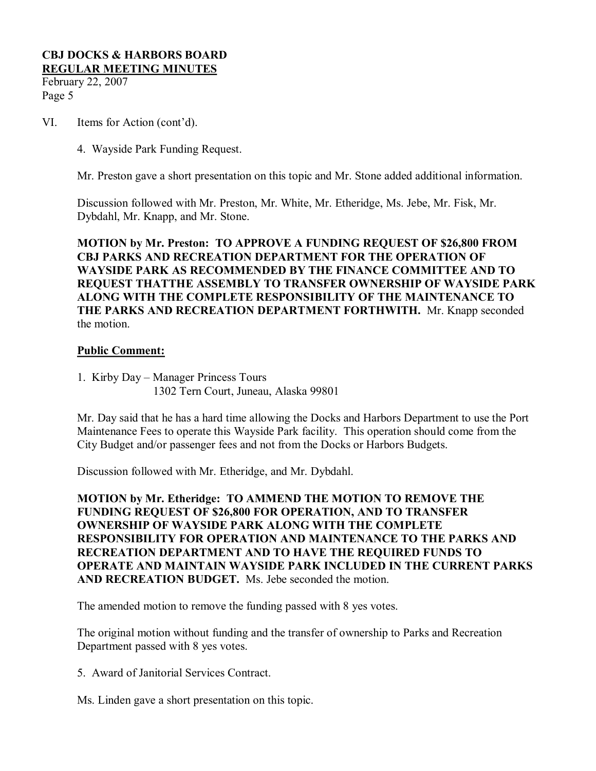VI. Items for Action (cont'd).

4. Wayside Park Funding Request.

Mr. Preston gave a short presentation on this topic and Mr. Stone added additional information.

Discussion followed with Mr. Preston, Mr. White, Mr. Etheridge, Ms. Jebe, Mr. Fisk, Mr. Dybdahl, Mr. Knapp, and Mr. Stone.

**MOTION by Mr. Preston: TO APPROVE A FUNDING REQUEST OF $26,800 FROM CBJ PARKS AND RECREATION DEPARTMENT FOR THE OPERATION OF WAYSIDE PARK AS RECOMMENDED BY THE FINANCE COMMITTEE AND TO REQUEST THATTHE ASSEMBLY TO TRANSFER OWNERSHIP OF WAYSIDE PARK ALONG WITH THE COMPLETE RESPONSIBILITY OF THE MAINTENANCE TO THE PARKS AND RECREATION DEPARTMENT FORTHWITH.** Mr. Knapp seconded the motion.

**Public Comment:**

1. Kirby Day – Manager Princess Tours
   1302 Tern Court, Juneau, Alaska 99801

Mr. Day said that he has a hard time allowing the Docks and Harbors Department to use the Port Maintenance Fees to operate this Wayside Park facility. This operation should come from the City Budget and/or passenger fees and not from the Docks or Harbors Budgets.

Discussion followed with Mr. Etheridge, and Mr. Dybdahl.

**MOTION by Mr. Etheridge: TO AMMEND THE MOTION TO REMOVE THE FUNDING REQUEST OF $26,800 FOR OPERATION, AND TO TRANSFER OWNERSHIP OF WAYSIDE PARK ALONG WITH THE COMPLETE RESPONSIBILITY FOR OPERATION AND MAINTENANCE TO THE PARKS AND RECREATION DEPARTMENT AND TO HAVE THE REQUIRED FUNDS TO OPERATE AND MAINTAIN WAYSIDE PARK INCLUDED IN THE CURRENT PARKS AND RECREATION BUDGET.** Ms. Jebe seconded the motion.

The amended motion to remove the funding passed with 8 yes votes.

The original motion without funding and the transfer of ownership to Parks and Recreation Department passed with 8 yes votes.

5. Award of Janitorial Services Contract.

Ms. Linden gave a short presentation on this topic.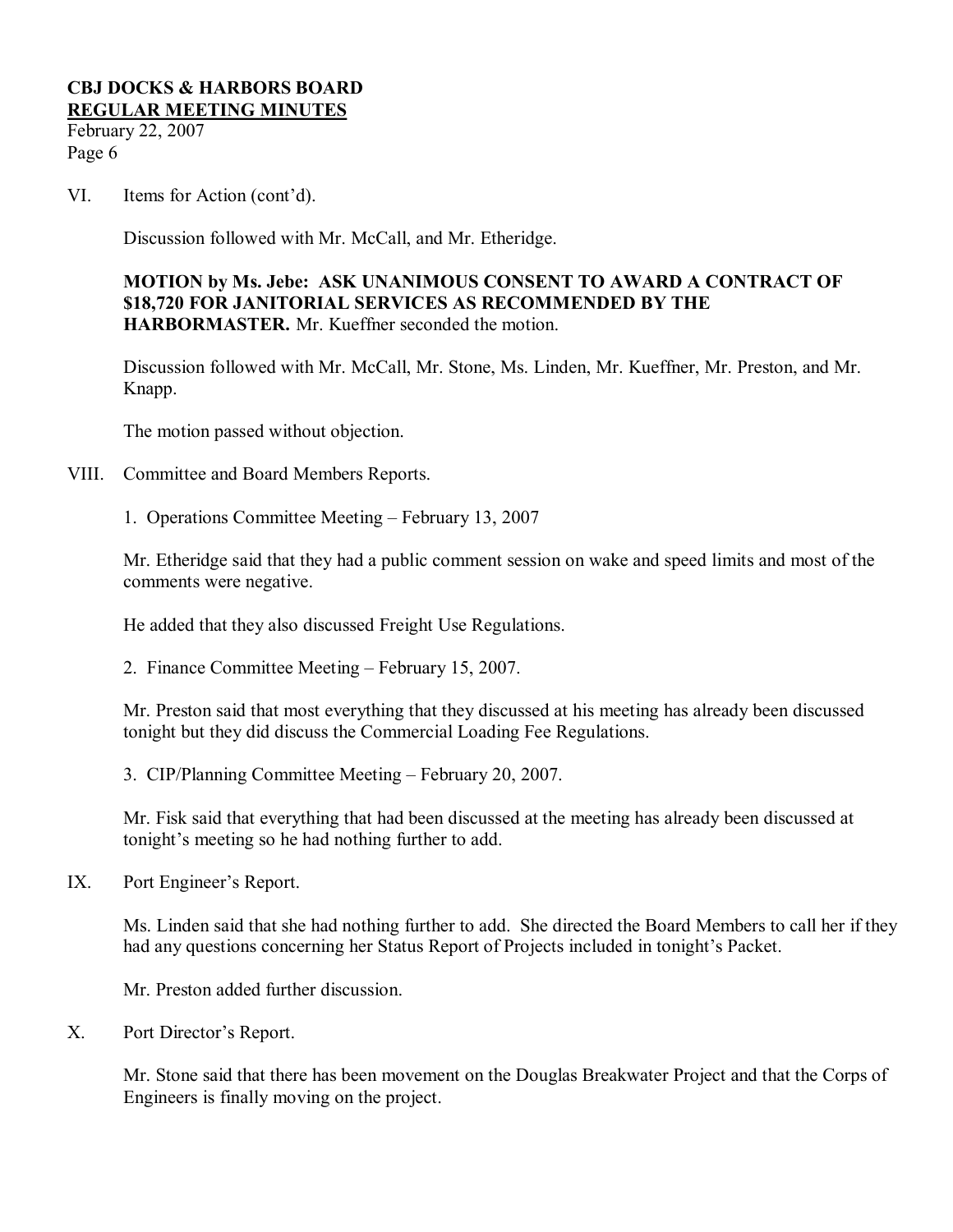VI. Items for Action (cont'd).

Discussion followed with Mr. McCall, and Mr. Etheridge.

**MOTION by Ms. Jebe: ASK UNANIMOUS CONSENT TO AWARD A CONTRACT OF $18,720 FOR JANITORIAL SERVICES AS RECOMMENDED BY THE HARBORMASTER.** Mr. Kueffner seconded the motion.

Discussion followed with Mr. McCall, Mr. Stone, Ms. Linden, Mr. Kueffner, Mr. Preston, and Mr. Knapp.

The motion passed without objection.

VIII. Committee and Board Members Reports.

1. Operations Committee Meeting – February 13, 2007

Mr. Etheridge said that they had a public comment session on wake and speed limits and most of the comments were negative.

He added that they also discussed Freight Use Regulations.

2. Finance Committee Meeting – February 15, 2007.

Mr. Preston said that most everything that they discussed at his meeting has already been discussed tonight but they did discuss the Commercial Loading Fee Regulations.

3. CIP/Planning Committee Meeting – February 20, 2007.

Mr. Fisk said that everything that had been discussed at the meeting has already been discussed at tonight's meeting so he had nothing further to add.

IX. Port Engineer's Report.

Ms. Linden said that she had nothing further to add. She directed the Board Members to call her if they had any questions concerning her Status Report of Projects included in tonight's Packet.

Mr. Preston added further discussion.

X. Port Director's Report.

Mr. Stone said that there has been movement on the Douglas Breakwater Project and that the Corps of Engineers is finally moving on the project.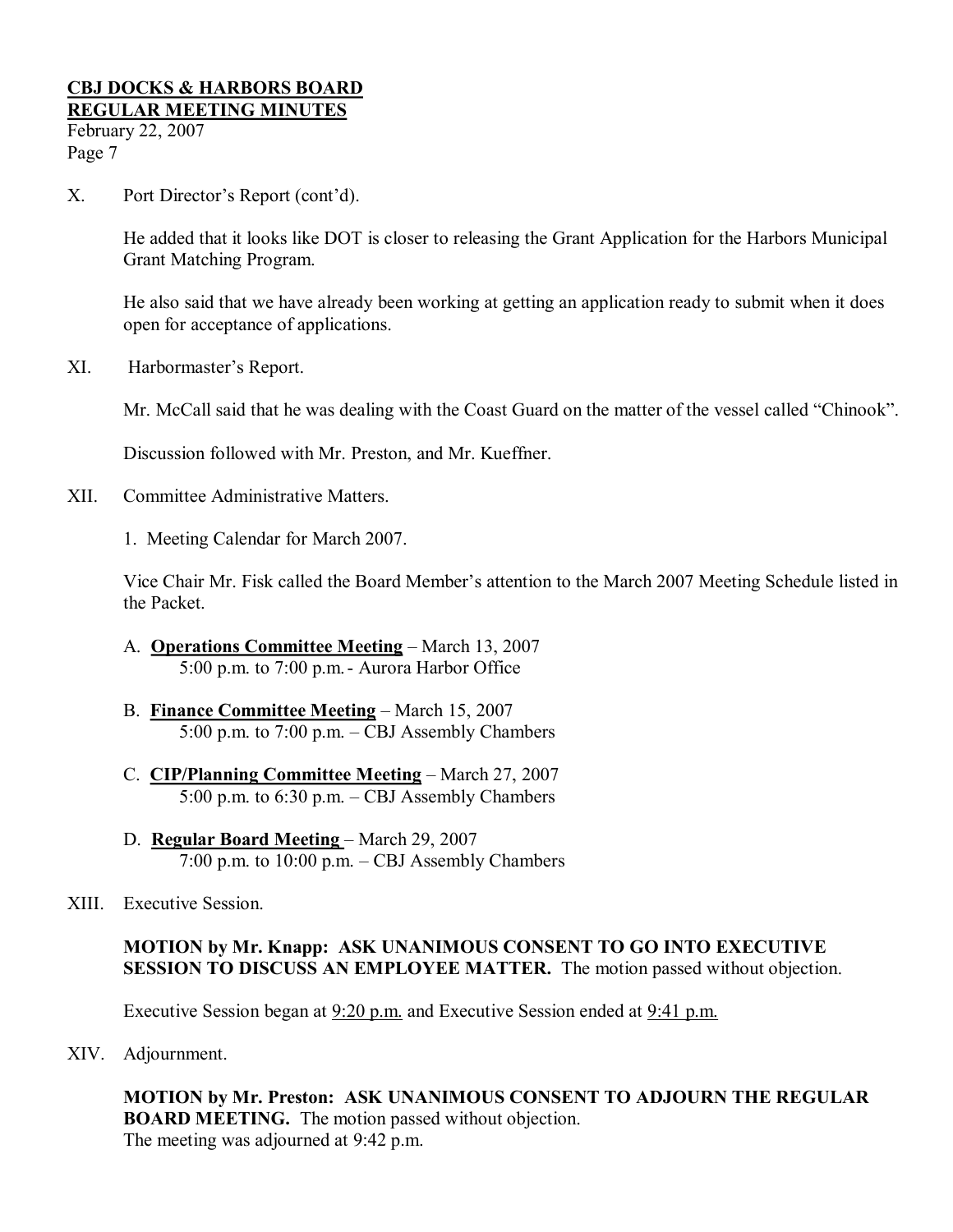X. Port Director's Report (cont'd).

He added that it looks like DOT is closer to releasing the Grant Application for the Harbors Municipal Grant Matching Program.

He also said that we have already been working at getting an application ready to submit when it does open for acceptance of applications.

XI. Harbormaster's Report.

Mr. McCall said that he was dealing with the Coast Guard on the matter of the vessel called "Chinook".

Discussion followed with Mr. Preston, and Mr. Kueffner.

XII. Committee Administrative Matters.

1. Meeting Calendar for March 2007.

Vice Chair Mr. Fisk called the Board Member's attention to the March 2007 Meeting Schedule listed in the Packet.

A. **Operations Committee Meeting** – March 13, 2007
5:00 p.m. to 7:00 p.m. - Aurora Harbor Office

B. **Finance Committee Meeting** – March 15, 2007
5:00 p.m. to 7:00 p.m. – CBJ Assembly Chambers

C. **CIP/Planning Committee Meeting** – March 27, 2007
5:00 p.m. to 6:30 p.m. – CBJ Assembly Chambers

D. **Regular Board Meeting** – March 29, 2007
7:00 p.m. to 10:00 p.m. – CBJ Assembly Chambers

XIII. Executive Session.

**MOTION by Mr. Knapp: ASK UNANIMOUS CONSENT TO GO INTO EXECUTIVE SESSION TO DISCUSS AN EMPLOYEE MATTER.** The motion passed without objection.

Executive Session began at 9:20 p.m. and Executive Session ended at 9:41 p.m.

XIV. Adjournment.

**MOTION by Mr. Preston: ASK UNANIMOUS CONSENT TO ADJOURN THE REGULAR BOARD MEETING.** The motion passed without objection.
The meeting was adjourned at 9:42 p.m.